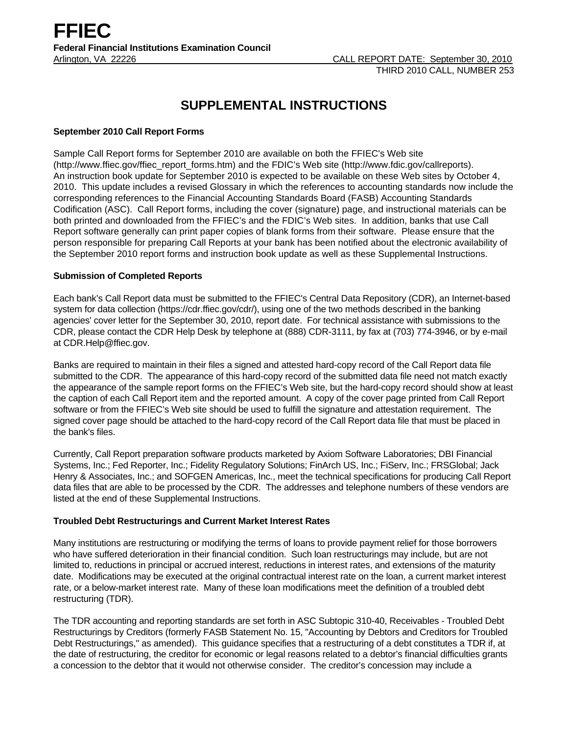# FFIEC

**Federal Financial Institutions Examination Council**

Arlington, VA 22226 CALL REPORT DATE: September 30, 2010

THIRD 2010 CALL, NUMBER 253

## SUPPLEMENTAL INSTRUCTIONS

### September 2010 Call Report Forms

Sample Call Report forms for September 2010 are available on both the FFIEC's Web site (http://www.ffiec.gov/ffiec_report_forms.htm) and the FDIC's Web site (http://www.fdic.gov/callreports). An instruction book update for September 2010 is expected to be available on these Web sites by October 4, 2010. This update includes a revised Glossary in which the references to accounting standards now include the corresponding references to the Financial Accounting Standards Board (FASB) Accounting Standards Codification (ASC). Call Report forms, including the cover (signature) page, and instructional materials can be both printed and downloaded from the FFIEC's and the FDIC's Web sites. In addition, banks that use Call Report software generally can print paper copies of blank forms from their software. Please ensure that the person responsible for preparing Call Reports at your bank has been notified about the electronic availability of the September 2010 report forms and instruction book update as well as these Supplemental Instructions.

### Submission of Completed Reports

Each bank's Call Report data must be submitted to the FFIEC's Central Data Repository (CDR), an Internet-based system for data collection (https://cdr.ffiec.gov/cdr/), using one of the two methods described in the banking agencies' cover letter for the September 30, 2010, report date. For technical assistance with submissions to the CDR, please contact the CDR Help Desk by telephone at (888) CDR-3111, by fax at (703) 774-3946, or by e-mail at CDR.Help@ffiec.gov.

Banks are required to maintain in their files a signed and attested hard-copy record of the Call Report data file submitted to the CDR. The appearance of this hard-copy record of the submitted data file need not match exactly the appearance of the sample report forms on the FFIEC's Web site, but the hard-copy record should show at least the caption of each Call Report item and the reported amount. A copy of the cover page printed from Call Report software or from the FFIEC's Web site should be used to fulfill the signature and attestation requirement. The signed cover page should be attached to the hard-copy record of the Call Report data file that must be placed in the bank's files.

Currently, Call Report preparation software products marketed by Axiom Software Laboratories; DBI Financial Systems, Inc.; Fed Reporter, Inc.; Fidelity Regulatory Solutions; FinArch US, Inc.; FiServ, Inc.; FRSGlobal; Jack Henry & Associates, Inc.; and SOFGEN Americas, Inc., meet the technical specifications for producing Call Report data files that are able to be processed by the CDR. The addresses and telephone numbers of these vendors are listed at the end of these Supplemental Instructions.

### Troubled Debt Restructurings and Current Market Interest Rates

Many institutions are restructuring or modifying the terms of loans to provide payment relief for those borrowers who have suffered deterioration in their financial condition. Such loan restructurings may include, but are not limited to, reductions in principal or accrued interest, reductions in interest rates, and extensions of the maturity date. Modifications may be executed at the original contractual interest rate on the loan, a current market interest rate, or a below-market interest rate. Many of these loan modifications meet the definition of a troubled debt restructuring (TDR).

The TDR accounting and reporting standards are set forth in ASC Subtopic 310-40, Receivables - Troubled Debt Restructurings by Creditors (formerly FASB Statement No. 15, "Accounting by Debtors and Creditors for Troubled Debt Restructurings," as amended). This guidance specifies that a restructuring of a debt constitutes a TDR if, at the date of restructuring, the creditor for economic or legal reasons related to a debtor's financial difficulties grants a concession to the debtor that it would not otherwise consider. The creditor's concession may include a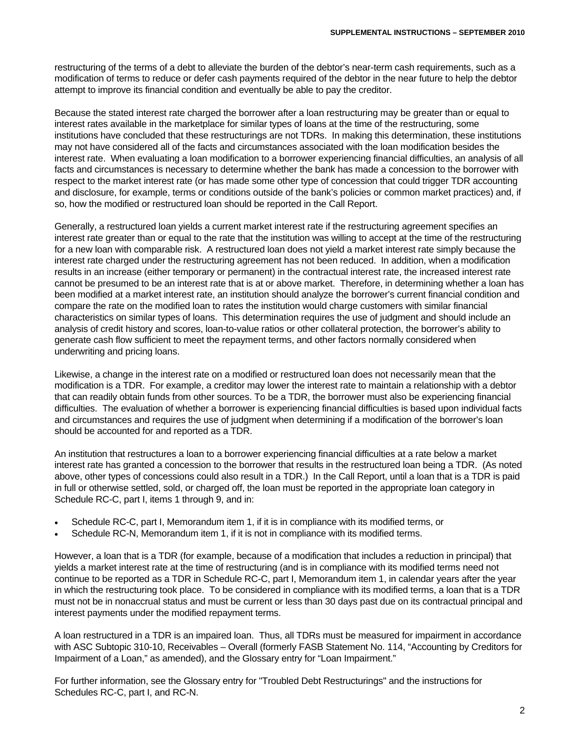restructuring of the terms of a debt to alleviate the burden of the debtor's near-term cash requirements, such as a modification of terms to reduce or defer cash payments required of the debtor in the near future to help the debtor attempt to improve its financial condition and eventually be able to pay the creditor.

Because the stated interest rate charged the borrower after a loan restructuring may be greater than or equal to interest rates available in the marketplace for similar types of loans at the time of the restructuring, some institutions have concluded that these restructurings are not TDRs. In making this determination, these institutions may not have considered all of the facts and circumstances associated with the loan modification besides the interest rate. When evaluating a loan modification to a borrower experiencing financial difficulties, an analysis of all facts and circumstances is necessary to determine whether the bank has made a concession to the borrower with respect to the market interest rate (or has made some other type of concession that could trigger TDR accounting and disclosure, for example, terms or conditions outside of the bank's policies or common market practices) and, if so, how the modified or restructured loan should be reported in the Call Report.

Generally, a restructured loan yields a current market interest rate if the restructuring agreement specifies an interest rate greater than or equal to the rate that the institution was willing to accept at the time of the restructuring for a new loan with comparable risk. A restructured loan does not yield a market interest rate simply because the interest rate charged under the restructuring agreement has not been reduced. In addition, when a modification results in an increase (either temporary or permanent) in the contractual interest rate, the increased interest rate cannot be presumed to be an interest rate that is at or above market. Therefore, in determining whether a loan has been modified at a market interest rate, an institution should analyze the borrower's current financial condition and compare the rate on the modified loan to rates the institution would charge customers with similar financial characteristics on similar types of loans. This determination requires the use of judgment and should include an analysis of credit history and scores, loan-to-value ratios or other collateral protection, the borrower's ability to generate cash flow sufficient to meet the repayment terms, and other factors normally considered when underwriting and pricing loans.

Likewise, a change in the interest rate on a modified or restructured loan does not necessarily mean that the modification is a TDR. For example, a creditor may lower the interest rate to maintain a relationship with a debtor that can readily obtain funds from other sources. To be a TDR, the borrower must also be experiencing financial difficulties. The evaluation of whether a borrower is experiencing financial difficulties is based upon individual facts and circumstances and requires the use of judgment when determining if a modification of the borrower's loan should be accounted for and reported as a TDR.

An institution that restructures a loan to a borrower experiencing financial difficulties at a rate below a market interest rate has granted a concession to the borrower that results in the restructured loan being a TDR. (As noted above, other types of concessions could also result in a TDR.) In the Call Report, until a loan that is a TDR is paid in full or otherwise settled, sold, or charged off, the loan must be reported in the appropriate loan category in Schedule RC-C, part I, items 1 through 9, and in:

- Schedule RC-C, part I, Memorandum item 1, if it is in compliance with its modified terms, or
- Schedule RC-N, Memorandum item 1, if it is not in compliance with its modified terms.

However, a loan that is a TDR (for example, because of a modification that includes a reduction in principal) that yields a market interest rate at the time of restructuring (and is in compliance with its modified terms need not continue to be reported as a TDR in Schedule RC-C, part I, Memorandum item 1, in calendar years after the year in which the restructuring took place. To be considered in compliance with its modified terms, a loan that is a TDR must not be in nonaccrual status and must be current or less than 30 days past due on its contractual principal and interest payments under the modified repayment terms.

A loan restructured in a TDR is an impaired loan. Thus, all TDRs must be measured for impairment in accordance with ASC Subtopic 310-10, Receivables – Overall (formerly FASB Statement No. 114, "Accounting by Creditors for Impairment of a Loan," as amended), and the Glossary entry for "Loan Impairment."

For further information, see the Glossary entry for "Troubled Debt Restructurings" and the instructions for Schedules RC-C, part I, and RC-N.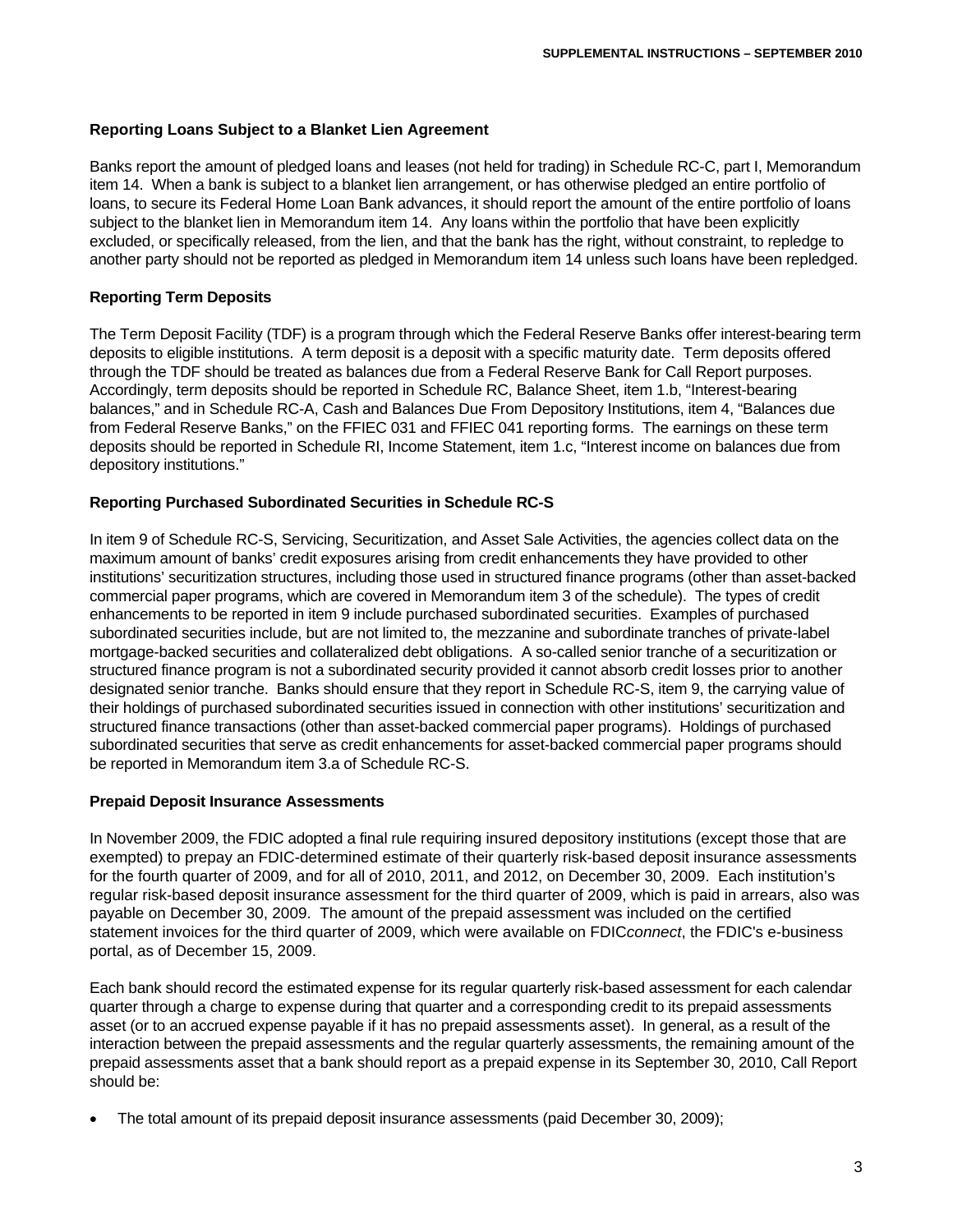**Reporting Loans Subject to a Blanket Lien Agreement**

Banks report the amount of pledged loans and leases (not held for trading) in Schedule RC-C, part I, Memorandum item 14. When a bank is subject to a blanket lien arrangement, or has otherwise pledged an entire portfolio of loans, to secure its Federal Home Loan Bank advances, it should report the amount of the entire portfolio of loans subject to the blanket lien in Memorandum item 14. Any loans within the portfolio that have been explicitly excluded, or specifically released, from the lien, and that the bank has the right, without constraint, to repledge to another party should not be reported as pledged in Memorandum item 14 unless such loans have been repledged.

**Reporting Term Deposits**

The Term Deposit Facility (TDF) is a program through which the Federal Reserve Banks offer interest-bearing term deposits to eligible institutions. A term deposit is a deposit with a specific maturity date. Term deposits offered through the TDF should be treated as balances due from a Federal Reserve Bank for Call Report purposes. Accordingly, term deposits should be reported in Schedule RC, Balance Sheet, item 1.b, "Interest-bearing balances," and in Schedule RC-A, Cash and Balances Due From Depository Institutions, item 4, "Balances due from Federal Reserve Banks," on the FFIEC 031 and FFIEC 041 reporting forms. The earnings on these term deposits should be reported in Schedule RI, Income Statement, item 1.c, "Interest income on balances due from depository institutions."

**Reporting Purchased Subordinated Securities in Schedule RC-S**

In item 9 of Schedule RC-S, Servicing, Securitization, and Asset Sale Activities, the agencies collect data on the maximum amount of banks' credit exposures arising from credit enhancements they have provided to other institutions' securitization structures, including those used in structured finance programs (other than asset-backed commercial paper programs, which are covered in Memorandum item 3 of the schedule). The types of credit enhancements to be reported in item 9 include purchased subordinated securities. Examples of purchased subordinated securities include, but are not limited to, the mezzanine and subordinate tranches of private-label mortgage-backed securities and collateralized debt obligations. A so-called senior tranche of a securitization or structured finance program is not a subordinated security provided it cannot absorb credit losses prior to another designated senior tranche. Banks should ensure that they report in Schedule RC-S, item 9, the carrying value of their holdings of purchased subordinated securities issued in connection with other institutions' securitization and structured finance transactions (other than asset-backed commercial paper programs). Holdings of purchased subordinated securities that serve as credit enhancements for asset-backed commercial paper programs should be reported in Memorandum item 3.a of Schedule RC-S.

**Prepaid Deposit Insurance Assessments**

In November 2009, the FDIC adopted a final rule requiring insured depository institutions (except those that are exempted) to prepay an FDIC-determined estimate of their quarterly risk-based deposit insurance assessments for the fourth quarter of 2009, and for all of 2010, 2011, and 2012, on December 30, 2009. Each institution's regular risk-based deposit insurance assessment for the third quarter of 2009, which is paid in arrears, also was payable on December 30, 2009. The amount of the prepaid assessment was included on the certified statement invoices for the third quarter of 2009, which were available on FDIC*connect*, the FDIC's e-business portal, as of December 15, 2009.

Each bank should record the estimated expense for its regular quarterly risk-based assessment for each calendar quarter through a charge to expense during that quarter and a corresponding credit to its prepaid assessments asset (or to an accrued expense payable if it has no prepaid assessments asset). In general, as a result of the interaction between the prepaid assessments and the regular quarterly assessments, the remaining amount of the prepaid assessments asset that a bank should report as a prepaid expense in its September 30, 2010, Call Report should be:

- The total amount of its prepaid deposit insurance assessments (paid December 30, 2009);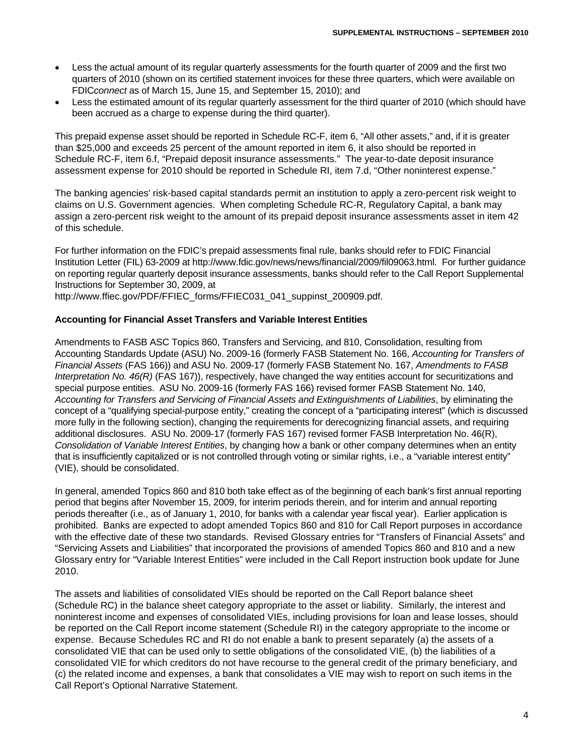- Less the actual amount of its regular quarterly assessments for the fourth quarter of 2009 and the first two quarters of 2010 (shown on its certified statement invoices for these three quarters, which were available on FDIC*connect* as of March 15, June 15, and September 15, 2010); and
- Less the estimated amount of its regular quarterly assessment for the third quarter of 2010 (which should have been accrued as a charge to expense during the third quarter).

This prepaid expense asset should be reported in Schedule RC-F, item 6, "All other assets," and, if it is greater than $25,000 and exceeds 25 percent of the amount reported in item 6, it also should be reported in Schedule RC-F, item 6.f, "Prepaid deposit insurance assessments." The year-to-date deposit insurance assessment expense for 2010 should be reported in Schedule RI, item 7.d, "Other noninterest expense."

The banking agencies' risk-based capital standards permit an institution to apply a zero-percent risk weight to claims on U.S. Government agencies. When completing Schedule RC-R, Regulatory Capital, a bank may assign a zero-percent risk weight to the amount of its prepaid deposit insurance assessments asset in item 42 of this schedule.

For further information on the FDIC's prepaid assessments final rule, banks should refer to FDIC Financial Institution Letter (FIL) 63-2009 at http://www.fdic.gov/news/news/financial/2009/fil09063.html. For further guidance on reporting regular quarterly deposit insurance assessments, banks should refer to the Call Report Supplemental Instructions for September 30, 2009, at http://www.ffiec.gov/PDF/FFIEC_forms/FFIEC031_041_suppinst_200909.pdf.

**Accounting for Financial Asset Transfers and Variable Interest Entities**

Amendments to FASB ASC Topics 860, Transfers and Servicing, and 810, Consolidation, resulting from Accounting Standards Update (ASU) No. 2009-16 (formerly FASB Statement No. 166, *Accounting for Transfers of Financial Assets* (FAS 166)) and ASU No. 2009-17 (formerly FASB Statement No. 167, *Amendments to FASB Interpretation No. 46(R)* (FAS 167)), respectively, have changed the way entities account for securitizations and special purpose entities. ASU No. 2009-16 (formerly FAS 166) revised former FASB Statement No. 140, *Accounting for Transfers and Servicing of Financial Assets and Extinguishments of Liabilities*, by eliminating the concept of a "qualifying special-purpose entity," creating the concept of a "participating interest" (which is discussed more fully in the following section), changing the requirements for derecognizing financial assets, and requiring additional disclosures. ASU No. 2009-17 (formerly FAS 167) revised former FASB Interpretation No. 46(R), *Consolidation of Variable Interest Entities*, by changing how a bank or other company determines when an entity that is insufficiently capitalized or is not controlled through voting or similar rights, i.e., a "variable interest entity" (VIE), should be consolidated.

In general, amended Topics 860 and 810 both take effect as of the beginning of each bank's first annual reporting period that begins after November 15, 2009, for interim periods therein, and for interim and annual reporting periods thereafter (i.e., as of January 1, 2010, for banks with a calendar year fiscal year). Earlier application is prohibited. Banks are expected to adopt amended Topics 860 and 810 for Call Report purposes in accordance with the effective date of these two standards. Revised Glossary entries for "Transfers of Financial Assets" and "Servicing Assets and Liabilities" that incorporated the provisions of amended Topics 860 and 810 and a new Glossary entry for "Variable Interest Entities" were included in the Call Report instruction book update for June 2010.

The assets and liabilities of consolidated VIEs should be reported on the Call Report balance sheet (Schedule RC) in the balance sheet category appropriate to the asset or liability. Similarly, the interest and noninterest income and expenses of consolidated VIEs, including provisions for loan and lease losses, should be reported on the Call Report income statement (Schedule RI) in the category appropriate to the income or expense. Because Schedules RC and RI do not enable a bank to present separately (a) the assets of a consolidated VIE that can be used only to settle obligations of the consolidated VIE, (b) the liabilities of a consolidated VIE for which creditors do not have recourse to the general credit of the primary beneficiary, and (c) the related income and expenses, a bank that consolidates a VIE may wish to report on such items in the Call Report's Optional Narrative Statement.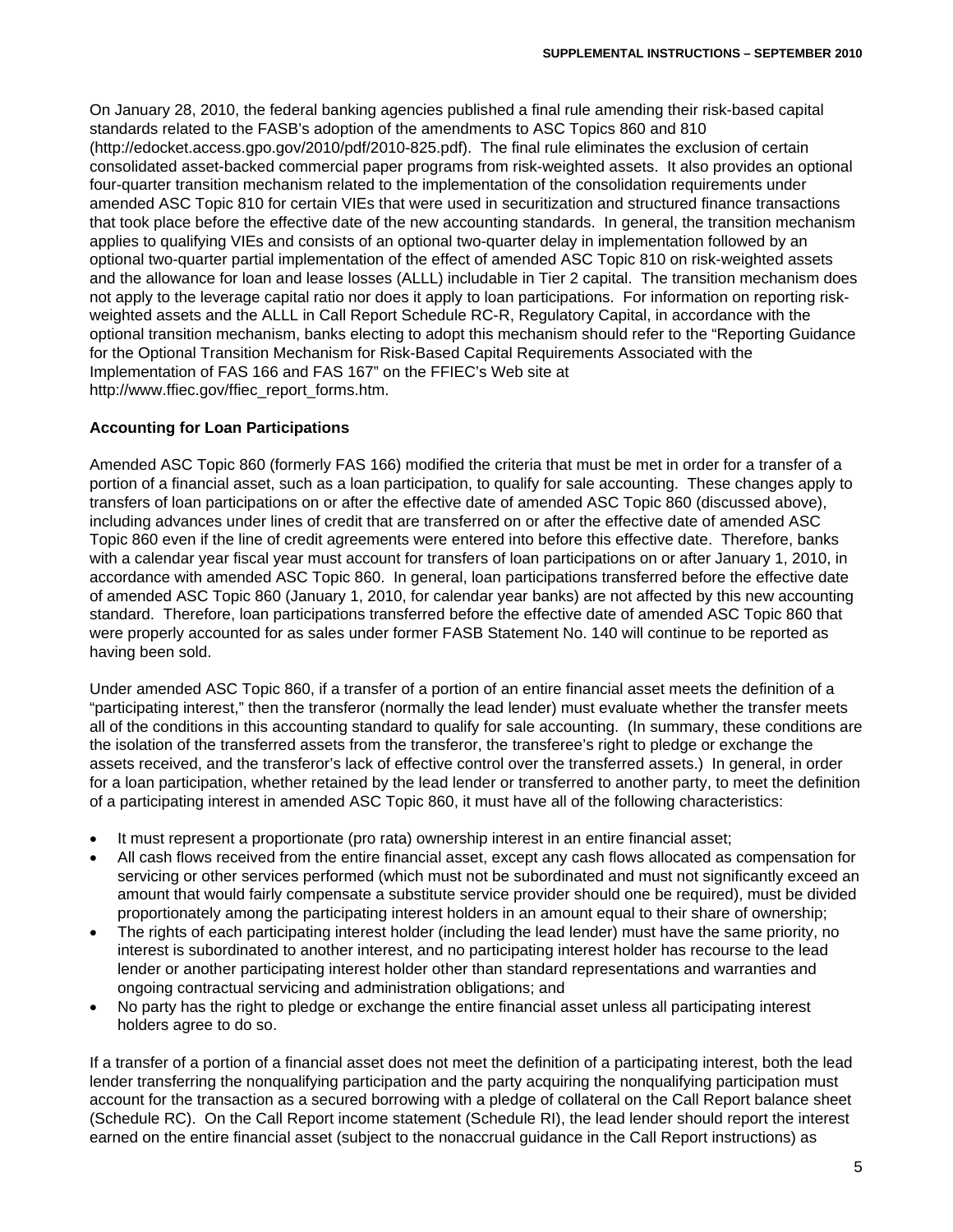On January 28, 2010, the federal banking agencies published a final rule amending their risk-based capital standards related to the FASB's adoption of the amendments to ASC Topics 860 and 810 (http://edocket.access.gpo.gov/2010/pdf/2010-825.pdf). The final rule eliminates the exclusion of certain consolidated asset-backed commercial paper programs from risk-weighted assets. It also provides an optional four-quarter transition mechanism related to the implementation of the consolidation requirements under amended ASC Topic 810 for certain VIEs that were used in securitization and structured finance transactions that took place before the effective date of the new accounting standards. In general, the transition mechanism applies to qualifying VIEs and consists of an optional two-quarter delay in implementation followed by an optional two-quarter partial implementation of the effect of amended ASC Topic 810 on risk-weighted assets and the allowance for loan and lease losses (ALLL) includable in Tier 2 capital. The transition mechanism does not apply to the leverage capital ratio nor does it apply to loan participations. For information on reporting risk-weighted assets and the ALLL in Call Report Schedule RC-R, Regulatory Capital, in accordance with the optional transition mechanism, banks electing to adopt this mechanism should refer to the "Reporting Guidance for the Optional Transition Mechanism for Risk-Based Capital Requirements Associated with the Implementation of FAS 166 and FAS 167" on the FFIEC's Web site at http://www.ffiec.gov/ffiec_report_forms.htm.

**Accounting for Loan Participations**

Amended ASC Topic 860 (formerly FAS 166) modified the criteria that must be met in order for a transfer of a portion of a financial asset, such as a loan participation, to qualify for sale accounting. These changes apply to transfers of loan participations on or after the effective date of amended ASC Topic 860 (discussed above), including advances under lines of credit that are transferred on or after the effective date of amended ASC Topic 860 even if the line of credit agreements were entered into before this effective date. Therefore, banks with a calendar year fiscal year must account for transfers of loan participations on or after January 1, 2010, in accordance with amended ASC Topic 860. In general, loan participations transferred before the effective date of amended ASC Topic 860 (January 1, 2010, for calendar year banks) are not affected by this new accounting standard. Therefore, loan participations transferred before the effective date of amended ASC Topic 860 that were properly accounted for as sales under former FASB Statement No. 140 will continue to be reported as having been sold.

Under amended ASC Topic 860, if a transfer of a portion of an entire financial asset meets the definition of a "participating interest," then the transferor (normally the lead lender) must evaluate whether the transfer meets all of the conditions in this accounting standard to qualify for sale accounting. (In summary, these conditions are the isolation of the transferred assets from the transferor, the transferee's right to pledge or exchange the assets received, and the transferor's lack of effective control over the transferred assets.) In general, in order for a loan participation, whether retained by the lead lender or transferred to another party, to meet the definition of a participating interest in amended ASC Topic 860, it must have all of the following characteristics:

- It must represent a proportionate (pro rata) ownership interest in an entire financial asset;
- All cash flows received from the entire financial asset, except any cash flows allocated as compensation for servicing or other services performed (which must not be subordinated and must not significantly exceed an amount that would fairly compensate a substitute service provider should one be required), must be divided proportionately among the participating interest holders in an amount equal to their share of ownership;
- The rights of each participating interest holder (including the lead lender) must have the same priority, no interest is subordinated to another interest, and no participating interest holder has recourse to the lead lender or another participating interest holder other than standard representations and warranties and ongoing contractual servicing and administration obligations; and
- No party has the right to pledge or exchange the entire financial asset unless all participating interest holders agree to do so.

If a transfer of a portion of a financial asset does not meet the definition of a participating interest, both the lead lender transferring the nonqualifying participation and the party acquiring the nonqualifying participation must account for the transaction as a secured borrowing with a pledge of collateral on the Call Report balance sheet (Schedule RC). On the Call Report income statement (Schedule RI), the lead lender should report the interest earned on the entire financial asset (subject to the nonaccrual guidance in the Call Report instructions) as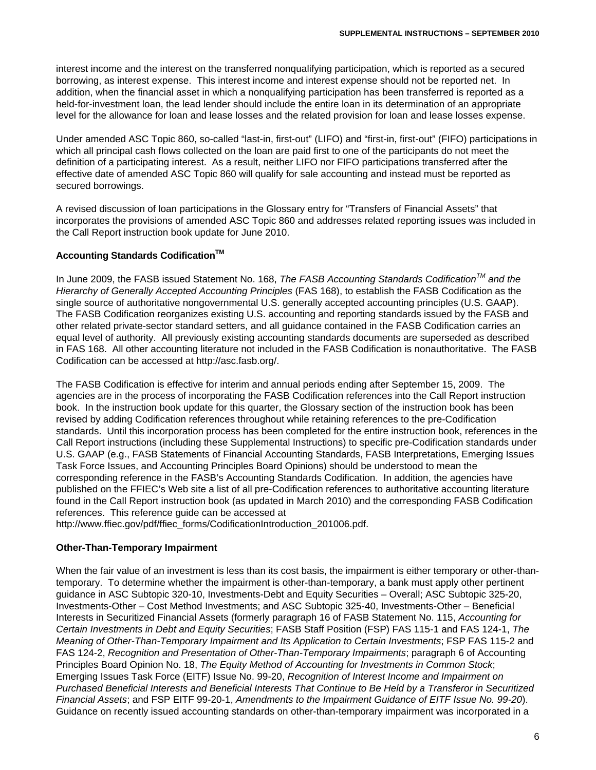interest income and the interest on the transferred nonqualifying participation, which is reported as a secured borrowing, as interest expense. This interest income and interest expense should not be reported net. In addition, when the financial asset in which a nonqualifying participation has been transferred is reported as a held-for-investment loan, the lead lender should include the entire loan in its determination of an appropriate level for the allowance for loan and lease losses and the related provision for loan and lease losses expense.

Under amended ASC Topic 860, so-called "last-in, first-out" (LIFO) and "first-in, first-out" (FIFO) participations in which all principal cash flows collected on the loan are paid first to one of the participants do not meet the definition of a participating interest. As a result, neither LIFO nor FIFO participations transferred after the effective date of amended ASC Topic 860 will qualify for sale accounting and instead must be reported as secured borrowings.

A revised discussion of loan participations in the Glossary entry for "Transfers of Financial Assets" that incorporates the provisions of amended ASC Topic 860 and addresses related reporting issues was included in the Call Report instruction book update for June 2010.

**Accounting Standards Codification™**

In June 2009, the FASB issued Statement No. 168, *The FASB Accounting Standards Codification™ and the Hierarchy of Generally Accepted Accounting Principles* (FAS 168), to establish the FASB Codification as the single source of authoritative nongovernmental U.S. generally accepted accounting principles (U.S. GAAP). The FASB Codification reorganizes existing U.S. accounting and reporting standards issued by the FASB and other related private-sector standard setters, and all guidance contained in the FASB Codification carries an equal level of authority. All previously existing accounting standards documents are superseded as described in FAS 168. All other accounting literature not included in the FASB Codification is nonauthoritative. The FASB Codification can be accessed at http://asc.fasb.org/.

The FASB Codification is effective for interim and annual periods ending after September 15, 2009. The agencies are in the process of incorporating the FASB Codification references into the Call Report instruction book. In the instruction book update for this quarter, the Glossary section of the instruction book has been revised by adding Codification references throughout while retaining references to the pre-Codification standards. Until this incorporation process has been completed for the entire instruction book, references in the Call Report instructions (including these Supplemental Instructions) to specific pre-Codification standards under U.S. GAAP (e.g., FASB Statements of Financial Accounting Standards, FASB Interpretations, Emerging Issues Task Force Issues, and Accounting Principles Board Opinions) should be understood to mean the corresponding reference in the FASB's Accounting Standards Codification. In addition, the agencies have published on the FFIEC's Web site a list of all pre-Codification references to authoritative accounting literature found in the Call Report instruction book (as updated in March 2010) and the corresponding FASB Codification references. This reference guide can be accessed at http://www.ffiec.gov/pdf/ffiec_forms/CodificationIntroduction_201006.pdf.

**Other-Than-Temporary Impairment**

When the fair value of an investment is less than its cost basis, the impairment is either temporary or other-than-temporary. To determine whether the impairment is other-than-temporary, a bank must apply other pertinent guidance in ASC Subtopic 320-10, Investments-Debt and Equity Securities – Overall; ASC Subtopic 325-20, Investments-Other – Cost Method Investments; and ASC Subtopic 325-40, Investments-Other – Beneficial Interests in Securitized Financial Assets (formerly paragraph 16 of FASB Statement No. 115, *Accounting for Certain Investments in Debt and Equity Securities*; FASB Staff Position (FSP) FAS 115-1 and FAS 124-1, *The Meaning of Other-Than-Temporary Impairment and Its Application to Certain Investments*; FSP FAS 115-2 and FAS 124-2, *Recognition and Presentation of Other-Than-Temporary Impairments*; paragraph 6 of Accounting Principles Board Opinion No. 18, *The Equity Method of Accounting for Investments in Common Stock*; Emerging Issues Task Force (EITF) Issue No. 99-20, *Recognition of Interest Income and Impairment on Purchased Beneficial Interests and Beneficial Interests That Continue to Be Held by a Transferor in Securitized Financial Assets*; and FSP EITF 99-20-1, *Amendments to the Impairment Guidance of EITF Issue No. 99-20*). Guidance on recently issued accounting standards on other-than-temporary impairment was incorporated in a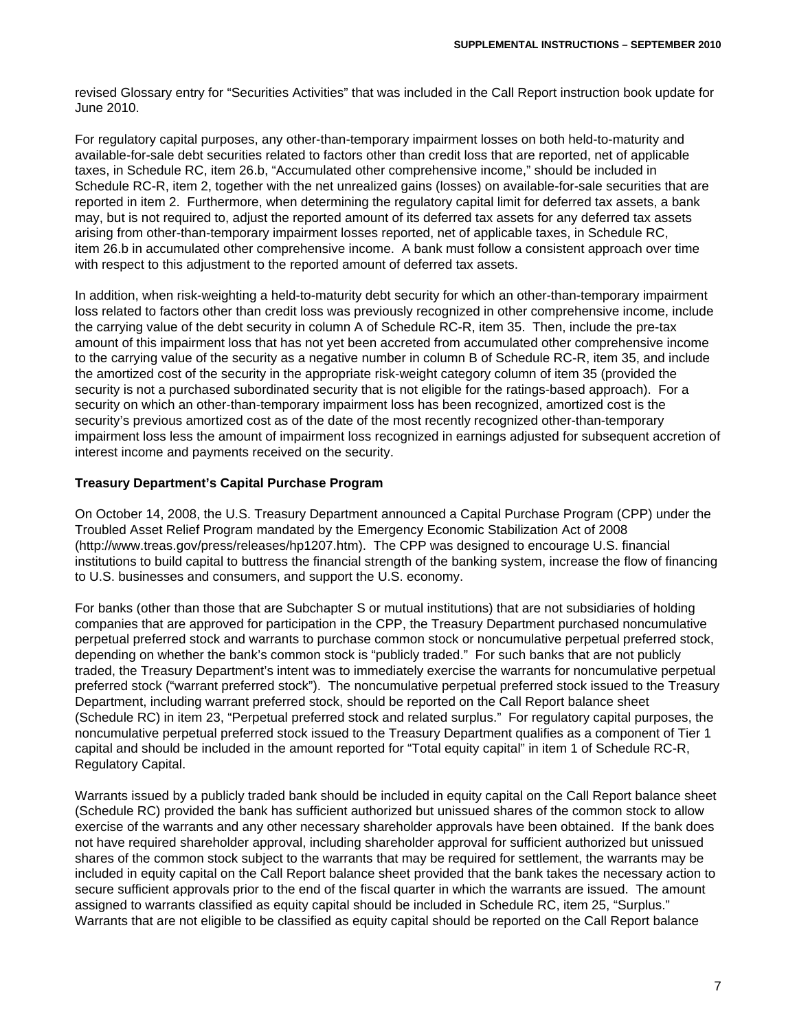revised Glossary entry for "Securities Activities" that was included in the Call Report instruction book update for June 2010.

For regulatory capital purposes, any other-than-temporary impairment losses on both held-to-maturity and available-for-sale debt securities related to factors other than credit loss that are reported, net of applicable taxes, in Schedule RC, item 26.b, "Accumulated other comprehensive income," should be included in Schedule RC-R, item 2, together with the net unrealized gains (losses) on available-for-sale securities that are reported in item 2. Furthermore, when determining the regulatory capital limit for deferred tax assets, a bank may, but is not required to, adjust the reported amount of its deferred tax assets for any deferred tax assets arising from other-than-temporary impairment losses reported, net of applicable taxes, in Schedule RC, item 26.b in accumulated other comprehensive income. A bank must follow a consistent approach over time with respect to this adjustment to the reported amount of deferred tax assets.

In addition, when risk-weighting a held-to-maturity debt security for which an other-than-temporary impairment loss related to factors other than credit loss was previously recognized in other comprehensive income, include the carrying value of the debt security in column A of Schedule RC-R, item 35. Then, include the pre-tax amount of this impairment loss that has not yet been accreted from accumulated other comprehensive income to the carrying value of the security as a negative number in column B of Schedule RC-R, item 35, and include the amortized cost of the security in the appropriate risk-weight category column of item 35 (provided the security is not a purchased subordinated security that is not eligible for the ratings-based approach). For a security on which an other-than-temporary impairment loss has been recognized, amortized cost is the security's previous amortized cost as of the date of the most recently recognized other-than-temporary impairment loss less the amount of impairment loss recognized in earnings adjusted for subsequent accretion of interest income and payments received on the security.

**Treasury Department's Capital Purchase Program**

On October 14, 2008, the U.S. Treasury Department announced a Capital Purchase Program (CPP) under the Troubled Asset Relief Program mandated by the Emergency Economic Stabilization Act of 2008 (http://www.treas.gov/press/releases/hp1207.htm). The CPP was designed to encourage U.S. financial institutions to build capital to buttress the financial strength of the banking system, increase the flow of financing to U.S. businesses and consumers, and support the U.S. economy.

For banks (other than those that are Subchapter S or mutual institutions) that are not subsidiaries of holding companies that are approved for participation in the CPP, the Treasury Department purchased noncumulative perpetual preferred stock and warrants to purchase common stock or noncumulative perpetual preferred stock, depending on whether the bank's common stock is "publicly traded." For such banks that are not publicly traded, the Treasury Department's intent was to immediately exercise the warrants for noncumulative perpetual preferred stock ("warrant preferred stock"). The noncumulative perpetual preferred stock issued to the Treasury Department, including warrant preferred stock, should be reported on the Call Report balance sheet (Schedule RC) in item 23, "Perpetual preferred stock and related surplus." For regulatory capital purposes, the noncumulative perpetual preferred stock issued to the Treasury Department qualifies as a component of Tier 1 capital and should be included in the amount reported for "Total equity capital" in item 1 of Schedule RC-R, Regulatory Capital.

Warrants issued by a publicly traded bank should be included in equity capital on the Call Report balance sheet (Schedule RC) provided the bank has sufficient authorized but unissued shares of the common stock to allow exercise of the warrants and any other necessary shareholder approvals have been obtained. If the bank does not have required shareholder approval, including shareholder approval for sufficient authorized but unissued shares of the common stock subject to the warrants that may be required for settlement, the warrants may be included in equity capital on the Call Report balance sheet provided that the bank takes the necessary action to secure sufficient approvals prior to the end of the fiscal quarter in which the warrants are issued. The amount assigned to warrants classified as equity capital should be included in Schedule RC, item 25, "Surplus." Warrants that are not eligible to be classified as equity capital should be reported on the Call Report balance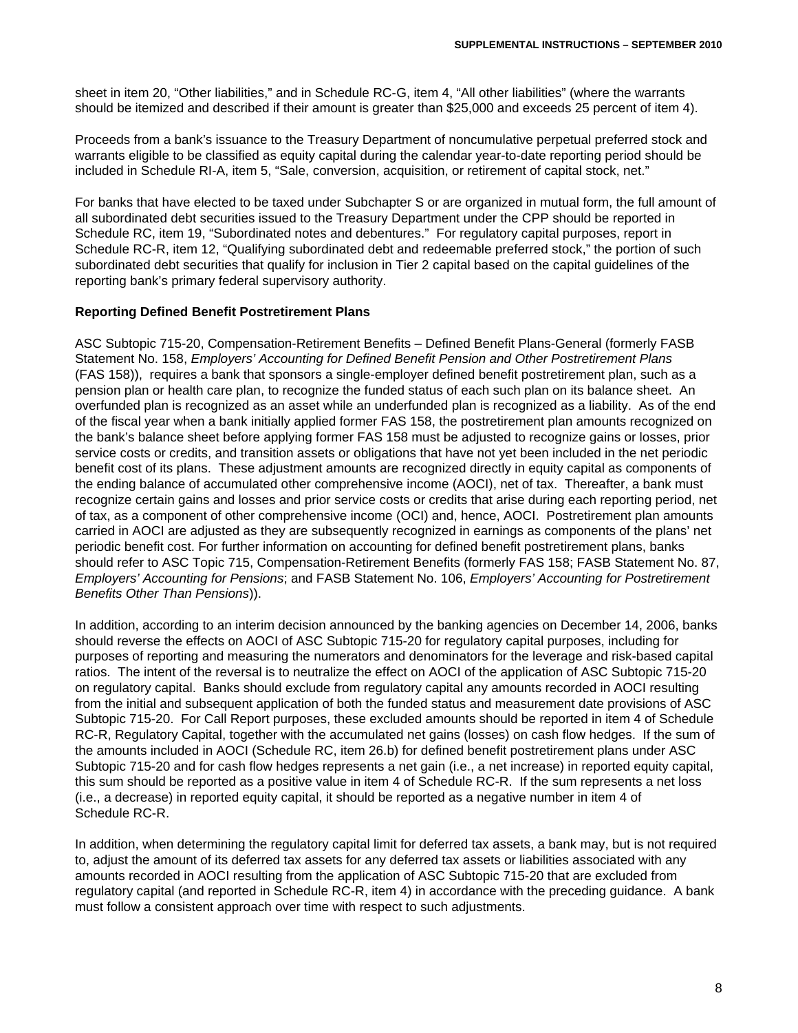sheet in item 20, "Other liabilities," and in Schedule RC-G, item 4, "All other liabilities" (where the warrants should be itemized and described if their amount is greater than $25,000 and exceeds 25 percent of item 4).

Proceeds from a bank's issuance to the Treasury Department of noncumulative perpetual preferred stock and warrants eligible to be classified as equity capital during the calendar year-to-date reporting period should be included in Schedule RI-A, item 5, "Sale, conversion, acquisition, or retirement of capital stock, net."

For banks that have elected to be taxed under Subchapter S or are organized in mutual form, the full amount of all subordinated debt securities issued to the Treasury Department under the CPP should be reported in Schedule RC, item 19, "Subordinated notes and debentures." For regulatory capital purposes, report in Schedule RC-R, item 12, "Qualifying subordinated debt and redeemable preferred stock," the portion of such subordinated debt securities that qualify for inclusion in Tier 2 capital based on the capital guidelines of the reporting bank's primary federal supervisory authority.

**Reporting Defined Benefit Postretirement Plans**

ASC Subtopic 715-20, Compensation-Retirement Benefits – Defined Benefit Plans-General (formerly FASB Statement No. 158, *Employers' Accounting for Defined Benefit Pension and Other Postretirement Plans* (FAS 158)), requires a bank that sponsors a single-employer defined benefit postretirement plan, such as a pension plan or health care plan, to recognize the funded status of each such plan on its balance sheet. An overfunded plan is recognized as an asset while an underfunded plan is recognized as a liability. As of the end of the fiscal year when a bank initially applied former FAS 158, the postretirement plan amounts recognized on the bank's balance sheet before applying former FAS 158 must be adjusted to recognize gains or losses, prior service costs or credits, and transition assets or obligations that have not yet been included in the net periodic benefit cost of its plans. These adjustment amounts are recognized directly in equity capital as components of the ending balance of accumulated other comprehensive income (AOCI), net of tax. Thereafter, a bank must recognize certain gains and losses and prior service costs or credits that arise during each reporting period, net of tax, as a component of other comprehensive income (OCI) and, hence, AOCI. Postretirement plan amounts carried in AOCI are adjusted as they are subsequently recognized in earnings as components of the plans' net periodic benefit cost. For further information on accounting for defined benefit postretirement plans, banks should refer to ASC Topic 715, Compensation-Retirement Benefits (formerly FAS 158; FASB Statement No. 87, *Employers' Accounting for Pensions*; and FASB Statement No. 106, *Employers' Accounting for Postretirement Benefits Other Than Pensions*)).

In addition, according to an interim decision announced by the banking agencies on December 14, 2006, banks should reverse the effects on AOCI of ASC Subtopic 715-20 for regulatory capital purposes, including for purposes of reporting and measuring the numerators and denominators for the leverage and risk-based capital ratios. The intent of the reversal is to neutralize the effect on AOCI of the application of ASC Subtopic 715-20 on regulatory capital. Banks should exclude from regulatory capital any amounts recorded in AOCI resulting from the initial and subsequent application of both the funded status and measurement date provisions of ASC Subtopic 715-20. For Call Report purposes, these excluded amounts should be reported in item 4 of Schedule RC-R, Regulatory Capital, together with the accumulated net gains (losses) on cash flow hedges. If the sum of the amounts included in AOCI (Schedule RC, item 26.b) for defined benefit postretirement plans under ASC Subtopic 715-20 and for cash flow hedges represents a net gain (i.e., a net increase) in reported equity capital, this sum should be reported as a positive value in item 4 of Schedule RC-R. If the sum represents a net loss (i.e., a decrease) in reported equity capital, it should be reported as a negative number in item 4 of Schedule RC-R.

In addition, when determining the regulatory capital limit for deferred tax assets, a bank may, but is not required to, adjust the amount of its deferred tax assets for any deferred tax assets or liabilities associated with any amounts recorded in AOCI resulting from the application of ASC Subtopic 715-20 that are excluded from regulatory capital (and reported in Schedule RC-R, item 4) in accordance with the preceding guidance. A bank must follow a consistent approach over time with respect to such adjustments.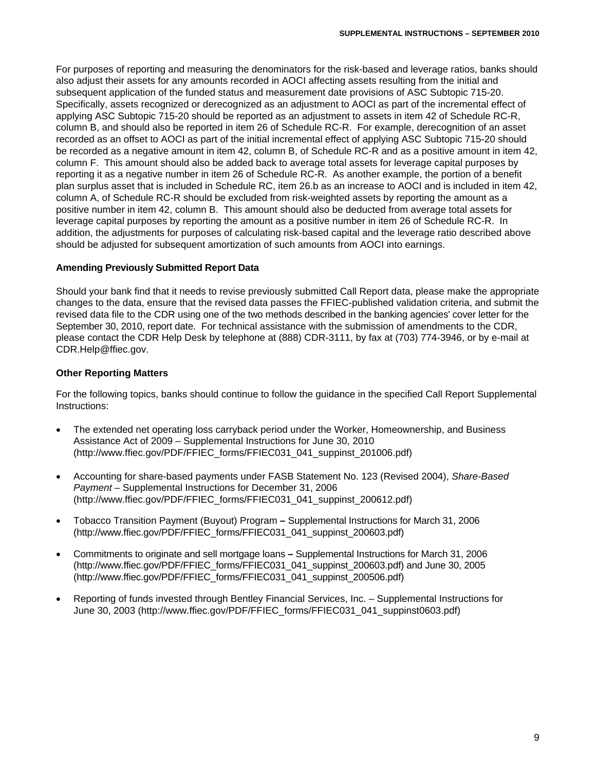For purposes of reporting and measuring the denominators for the risk-based and leverage ratios, banks should also adjust their assets for any amounts recorded in AOCI affecting assets resulting from the initial and subsequent application of the funded status and measurement date provisions of ASC Subtopic 715-20. Specifically, assets recognized or derecognized as an adjustment to AOCI as part of the incremental effect of applying ASC Subtopic 715-20 should be reported as an adjustment to assets in item 42 of Schedule RC-R, column B, and should also be reported in item 26 of Schedule RC-R. For example, derecognition of an asset recorded as an offset to AOCI as part of the initial incremental effect of applying ASC Subtopic 715-20 should be recorded as a negative amount in item 42, column B, of Schedule RC-R and as a positive amount in item 42, column F. This amount should also be added back to average total assets for leverage capital purposes by reporting it as a negative number in item 26 of Schedule RC-R. As another example, the portion of a benefit plan surplus asset that is included in Schedule RC, item 26.b as an increase to AOCI and is included in item 42, column A, of Schedule RC-R should be excluded from risk-weighted assets by reporting the amount as a positive number in item 42, column B. This amount should also be deducted from average total assets for leverage capital purposes by reporting the amount as a positive number in item 26 of Schedule RC-R. In addition, the adjustments for purposes of calculating risk-based capital and the leverage ratio described above should be adjusted for subsequent amortization of such amounts from AOCI into earnings.

**Amending Previously Submitted Report Data**

Should your bank find that it needs to revise previously submitted Call Report data, please make the appropriate changes to the data, ensure that the revised data passes the FFIEC-published validation criteria, and submit the revised data file to the CDR using one of the two methods described in the banking agencies' cover letter for the September 30, 2010, report date. For technical assistance with the submission of amendments to the CDR, please contact the CDR Help Desk by telephone at (888) CDR-3111, by fax at (703) 774-3946, or by e-mail at CDR.Help@ffiec.gov.

**Other Reporting Matters**

For the following topics, banks should continue to follow the guidance in the specified Call Report Supplemental Instructions:

- The extended net operating loss carryback period under the Worker, Homeownership, and Business Assistance Act of 2009 – Supplemental Instructions for June 30, 2010 (http://www.ffiec.gov/PDF/FFIEC_forms/FFIEC031_041_suppinst_201006.pdf)
- Accounting for share-based payments under FASB Statement No. 123 (Revised 2004), *Share-Based Payment* – Supplemental Instructions for December 31, 2006 (http://www.ffiec.gov/PDF/FFIEC_forms/FFIEC031_041_suppinst_200612.pdf)
- Tobacco Transition Payment (Buyout) Program – Supplemental Instructions for March 31, 2006 (http://www.ffiec.gov/PDF/FFIEC_forms/FFIEC031_041_suppinst_200603.pdf)
- Commitments to originate and sell mortgage loans – Supplemental Instructions for March 31, 2006 (http://www.ffiec.gov/PDF/FFIEC_forms/FFIEC031_041_suppinst_200603.pdf) and June 30, 2005 (http://www.ffiec.gov/PDF/FFIEC_forms/FFIEC031_041_suppinst_200506.pdf)
- Reporting of funds invested through Bentley Financial Services, Inc. – Supplemental Instructions for June 30, 2003 (http://www.ffiec.gov/PDF/FFIEC_forms/FFIEC031_041_suppinst0603.pdf)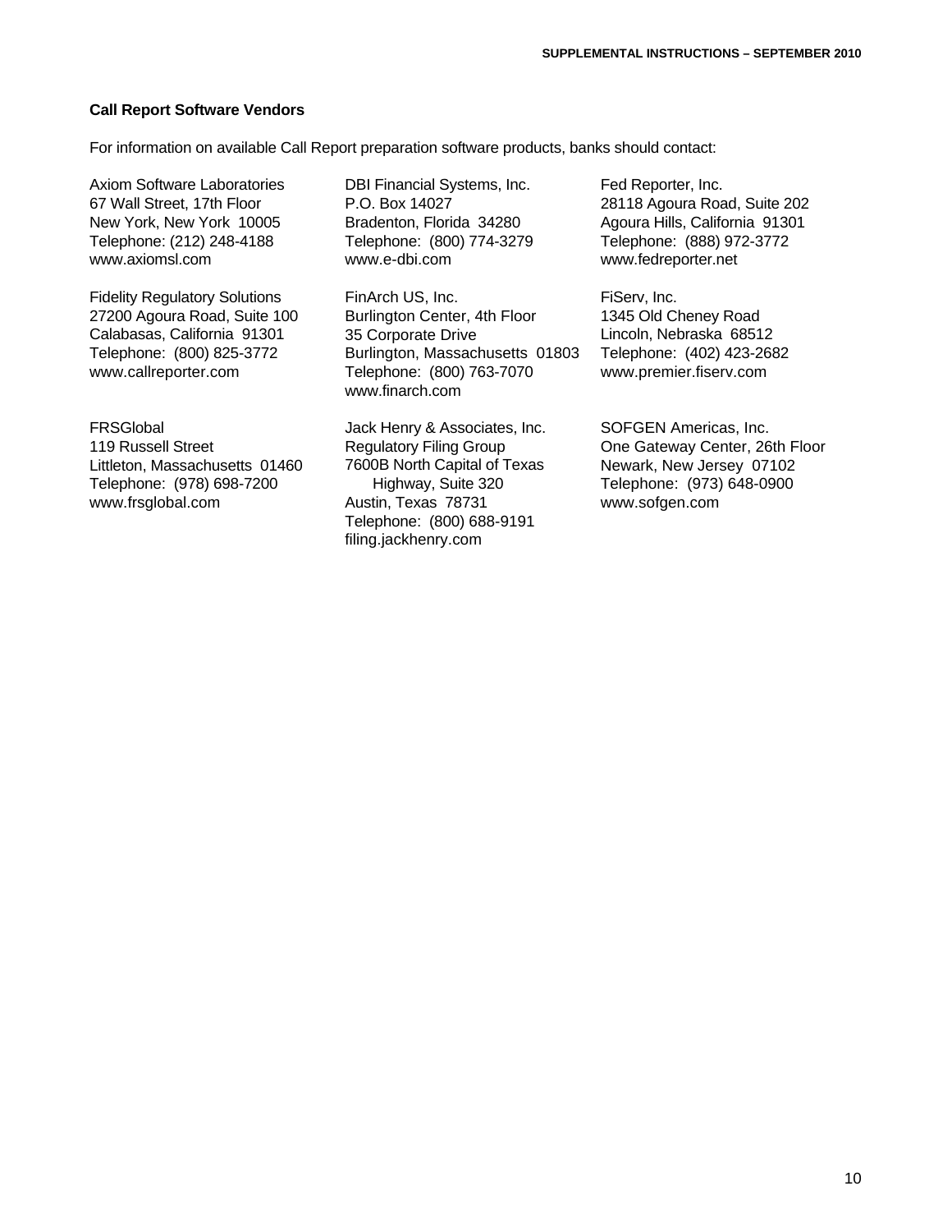**Call Report Software Vendors**

For information on available Call Report preparation software products, banks should contact:

Axiom Software Laboratories
67 Wall Street, 17th Floor
New York, New York 10005
Telephone: (212) 248-4188
www.axiomsl.com

Fidelity Regulatory Solutions
27200 Agoura Road, Suite 100
Calabasas, California 91301
Telephone: (800) 825-3772
www.callreporter.com

FRSGlobal
119 Russell Street
Littleton, Massachusetts 01460
Telephone: (978) 698-7200
www.frsglobal.com

DBI Financial Systems, Inc.
P.O. Box 14027
Bradenton, Florida 34280
Telephone: (800) 774-3279
www.e-dbi.com

FinArch US, Inc.
Burlington Center, 4th Floor
35 Corporate Drive
Burlington, Massachusetts 01803
Telephone: (800) 763-7070
www.finarch.com

Jack Henry & Associates, Inc.
Regulatory Filing Group
7600B North Capital of Texas Highway, Suite 320
Austin, Texas 78731
Telephone: (800) 688-9191
filing.jackhenry.com

Fed Reporter, Inc.
28118 Agoura Road, Suite 202
Agoura Hills, California 91301
Telephone: (888) 972-3772
www.fedreporter.net

FiServ, Inc.
1345 Old Cheney Road
Lincoln, Nebraska 68512
Telephone: (402) 423-2682
www.premier.fiserv.com

SOFGEN Americas, Inc.
One Gateway Center, 26th Floor
Newark, New Jersey 07102
Telephone: (973) 648-0900
www.sofgen.com